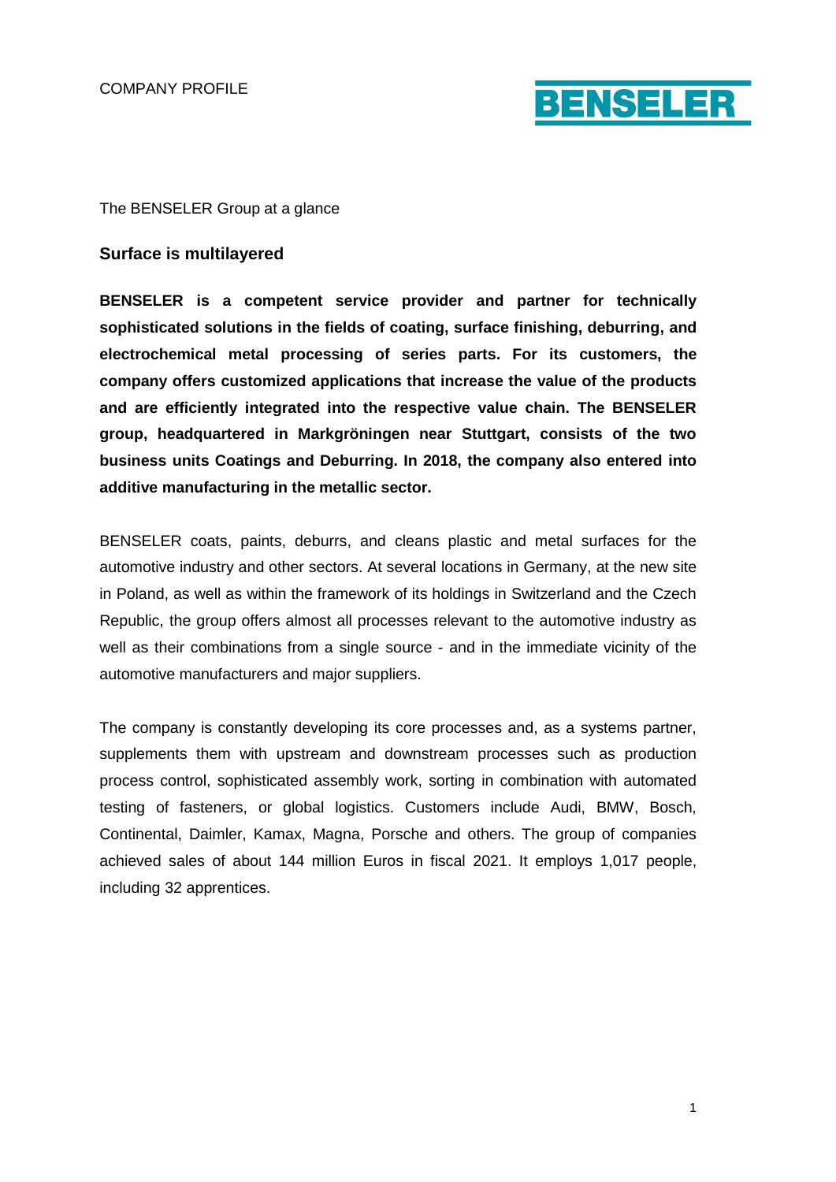COMPANY PROFILE

BENSELER

The BENSELER Group at a glance

## Surface is multilayered

**BENSELER is a competent service provider and partner for technically sophisticated solutions in the fields of coating, surface finishing, deburring, and electrochemical metal processing of series parts. For its customers, the company offers customized applications that increase the value of the products and are efficiently integrated into the respective value chain. The BENSELER group, headquartered in Markgröningen near Stuttgart, consists of the two business units Coatings and Deburring. In 2018, the company also entered into additive manufacturing in the metallic sector.**

BENSELER coats, paints, deburrs, and cleans plastic and metal surfaces for the automotive industry and other sectors. At several locations in Germany, at the new site in Poland, as well as within the framework of its holdings in Switzerland and the Czech Republic, the group offers almost all processes relevant to the automotive industry as well as their combinations from a single source - and in the immediate vicinity of the automotive manufacturers and major suppliers.

The company is constantly developing its core processes and, as a systems partner, supplements them with upstream and downstream processes such as production process control, sophisticated assembly work, sorting in combination with automated testing of fasteners, or global logistics. Customers include Audi, BMW, Bosch, Continental, Daimler, Kamax, Magna, Porsche and others. The group of companies achieved sales of about 144 million Euros in fiscal 2021. It employs 1,017 people, including 32 apprentices.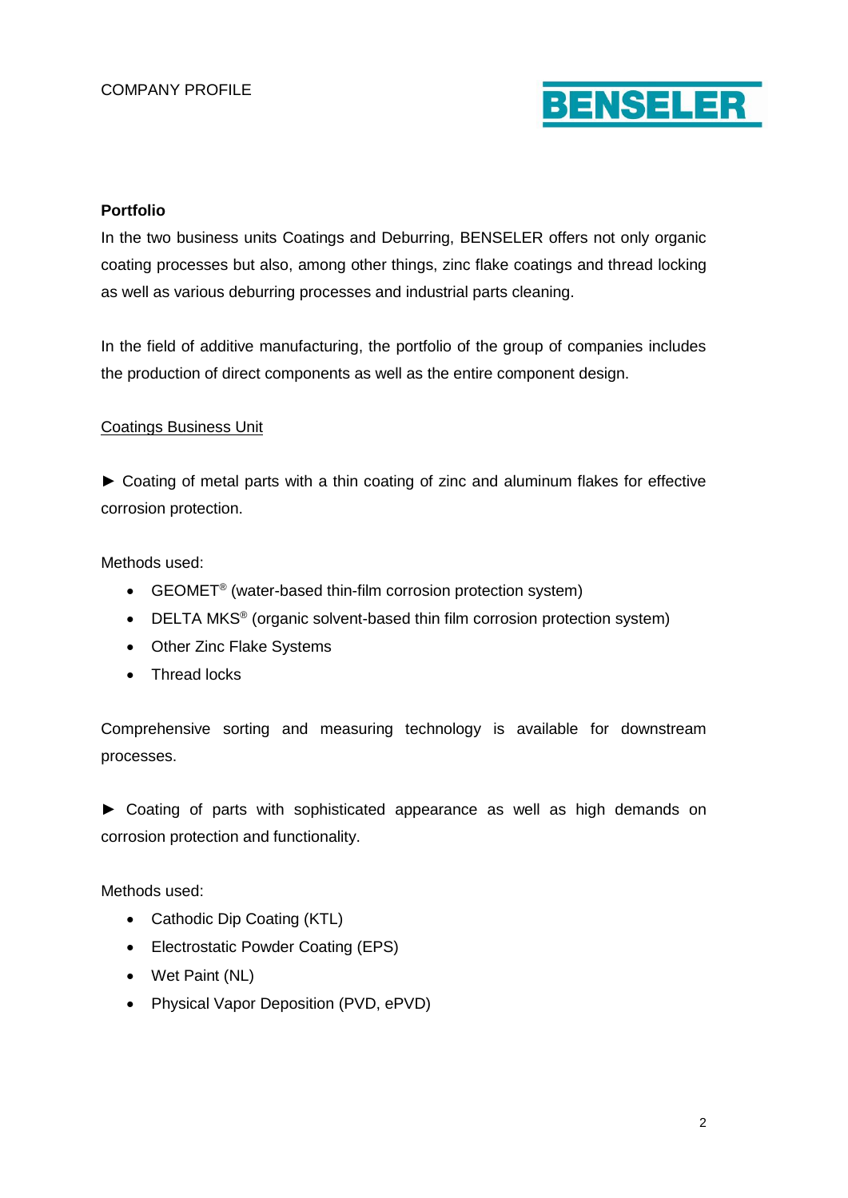**Portfolio**

In the two business units Coatings and Deburring, BENSELER offers not only organic coating processes but also, among other things, zinc flake coatings and thread locking as well as various deburring processes and industrial parts cleaning.

In the field of additive manufacturing, the portfolio of the group of companies includes the production of direct components as well as the entire component design.

Coatings Business Unit

► Coating of metal parts with a thin coating of zinc and aluminum flakes for effective corrosion protection.

Methods used:

- GEOMET® (water-based thin-film corrosion protection system)
- DELTA MKS® (organic solvent-based thin film corrosion protection system)
- Other Zinc Flake Systems
- Thread locks

Comprehensive sorting and measuring technology is available for downstream processes.

► Coating of parts with sophisticated appearance as well as high demands on corrosion protection and functionality.

Methods used:

- Cathodic Dip Coating (KTL)
- Electrostatic Powder Coating (EPS)
- Wet Paint (NL)
- Physical Vapor Deposition (PVD, ePVD)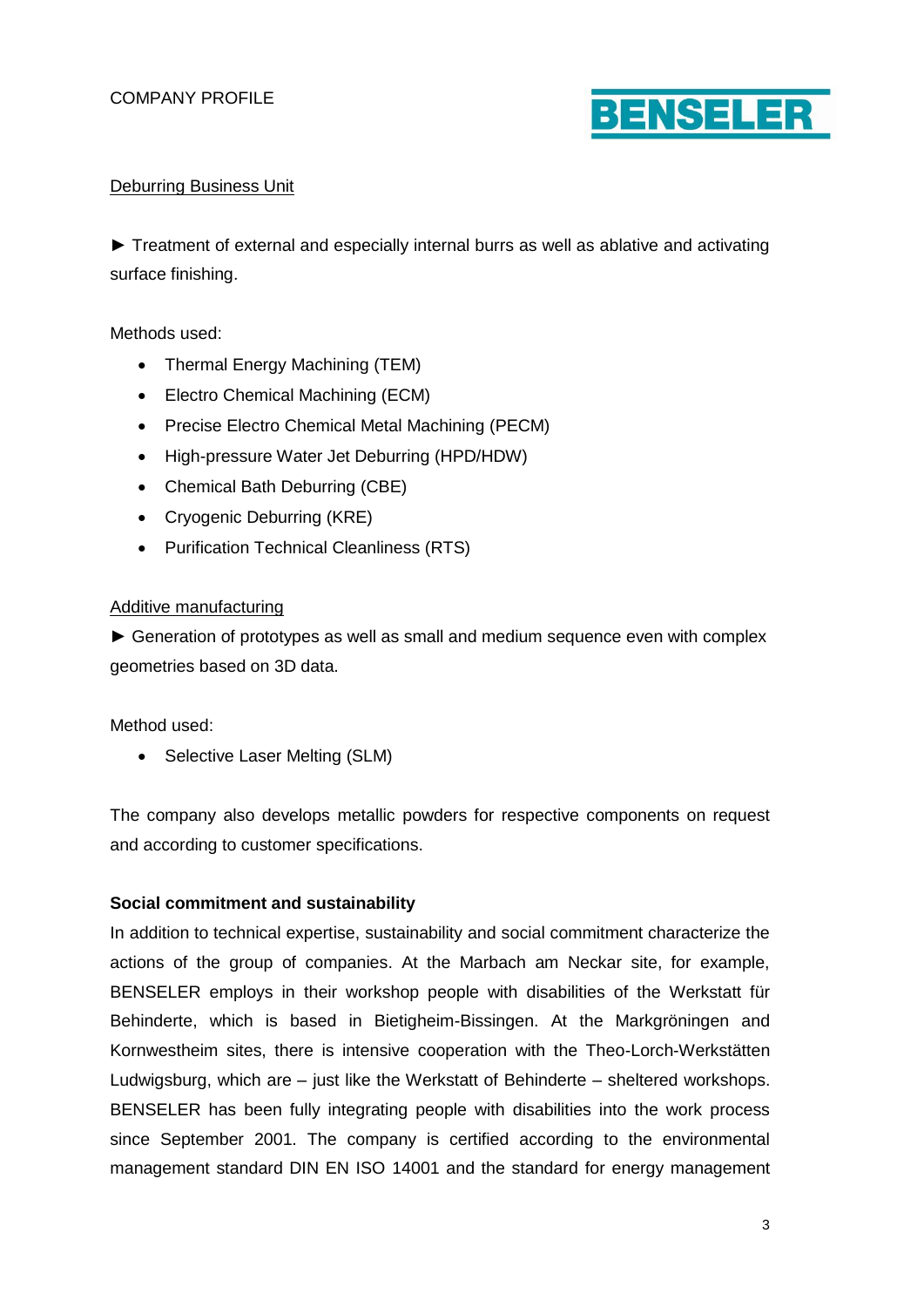Deburring Business Unit

► Treatment of external and especially internal burrs as well as ablative and activating surface finishing.

Methods used:

- Thermal Energy Machining (TEM)
- Electro Chemical Machining (ECM)
- Precise Electro Chemical Metal Machining (PECM)
- High-pressure Water Jet Deburring (HPD/HDW)
- Chemical Bath Deburring (CBE)
- Cryogenic Deburring (KRE)
- Purification Technical Cleanliness (RTS)

Additive manufacturing

► Generation of prototypes as well as small and medium sequence even with complex geometries based on 3D data.

Method used:

- Selective Laser Melting (SLM)

The company also develops metallic powders for respective components on request and according to customer specifications.

**Social commitment and sustainability**

In addition to technical expertise, sustainability and social commitment characterize the actions of the group of companies. At the Marbach am Neckar site, for example, BENSELER employs in their workshop people with disabilities of the Werkstatt für Behinderte, which is based in Bietigheim-Bissingen. At the Markgröningen and Kornwestheim sites, there is intensive cooperation with the Theo-Lorch-Werkstätten Ludwigsburg, which are – just like the Werkstatt of Behinderte – sheltered workshops. BENSELER has been fully integrating people with disabilities into the work process since September 2001. The company is certified according to the environmental management standard DIN EN ISO 14001 and the standard for energy management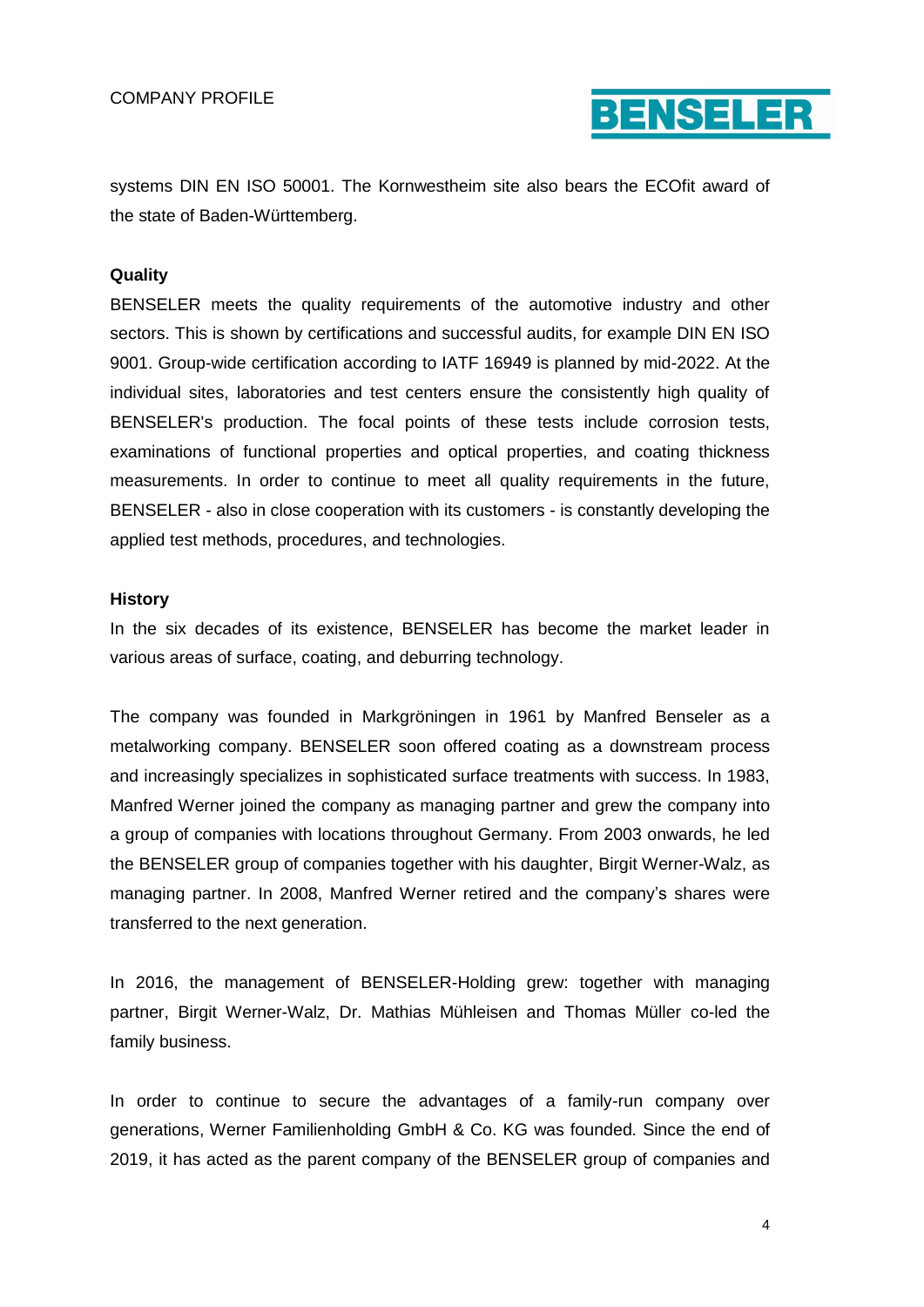systems DIN EN ISO 50001. The Kornwestheim site also bears the ECOfit award of the state of Baden-Württemberg.

**Quality**

BENSELER meets the quality requirements of the automotive industry and other sectors. This is shown by certifications and successful audits, for example DIN EN ISO 9001. Group-wide certification according to IATF 16949 is planned by mid-2022. At the individual sites, laboratories and test centers ensure the consistently high quality of BENSELER's production. The focal points of these tests include corrosion tests, examinations of functional properties and optical properties, and coating thickness measurements. In order to continue to meet all quality requirements in the future, BENSELER - also in close cooperation with its customers - is constantly developing the applied test methods, procedures, and technologies.

**History**

In the six decades of its existence, BENSELER has become the market leader in various areas of surface, coating, and deburring technology.

The company was founded in Markgröningen in 1961 by Manfred Benseler as a metalworking company. BENSELER soon offered coating as a downstream process and increasingly specializes in sophisticated surface treatments with success. In 1983, Manfred Werner joined the company as managing partner and grew the company into a group of companies with locations throughout Germany. From 2003 onwards, he led the BENSELER group of companies together with his daughter, Birgit Werner-Walz, as managing partner. In 2008, Manfred Werner retired and the company's shares were transferred to the next generation.

In 2016, the management of BENSELER-Holding grew: together with managing partner, Birgit Werner-Walz, Dr. Mathias Mühleisen and Thomas Müller co-led the family business.

In order to continue to secure the advantages of a family-run company over generations, Werner Familienholding GmbH & Co. KG was founded. Since the end of 2019, it has acted as the parent company of the BENSELER group of companies and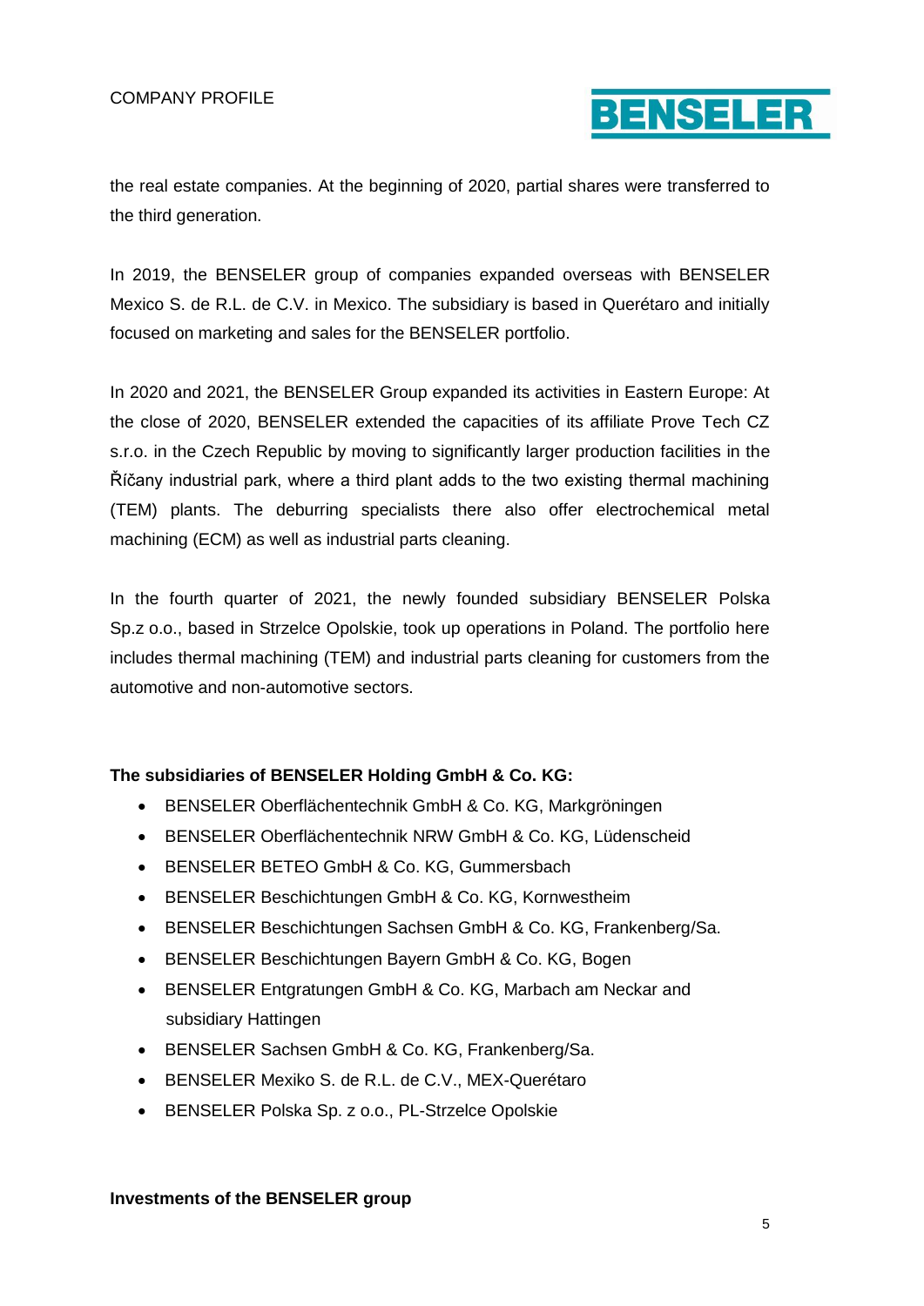the real estate companies. At the beginning of 2020, partial shares were transferred to the third generation.

In 2019, the BENSELER group of companies expanded overseas with BENSELER Mexico S. de R.L. de C.V. in Mexico. The subsidiary is based in Querétaro and initially focused on marketing and sales for the BENSELER portfolio.

In 2020 and 2021, the BENSELER Group expanded its activities in Eastern Europe: At the close of 2020, BENSELER extended the capacities of its affiliate Prove Tech CZ s.r.o. in the Czech Republic by moving to significantly larger production facilities in the Říčany industrial park, where a third plant adds to the two existing thermal machining (TEM) plants. The deburring specialists there also offer electrochemical metal machining (ECM) as well as industrial parts cleaning.

In the fourth quarter of 2021, the newly founded subsidiary BENSELER Polska Sp.z o.o., based in Strzelce Opolskie, took up operations in Poland. The portfolio here includes thermal machining (TEM) and industrial parts cleaning for customers from the automotive and non-automotive sectors.

**The subsidiaries of BENSELER Holding GmbH & Co. KG:**

- BENSELER Oberflächentechnik GmbH & Co. KG, Markgröningen
- BENSELER Oberflächentechnik NRW GmbH & Co. KG, Lüdenscheid
- BENSELER BETEO GmbH & Co. KG, Gummersbach
- BENSELER Beschichtungen GmbH & Co. KG, Kornwestheim
- BENSELER Beschichtungen Sachsen GmbH & Co. KG, Frankenberg/Sa.
- BENSELER Beschichtungen Bayern GmbH & Co. KG, Bogen
- BENSELER Entgratungen GmbH & Co. KG, Marbach am Neckar and subsidiary Hattingen
- BENSELER Sachsen GmbH & Co. KG, Frankenberg/Sa.
- BENSELER Mexiko S. de R.L. de C.V., MEX-Querétaro
- BENSELER Polska Sp. z o.o., PL-Strzelce Opolskie

**Investments of the BENSELER group**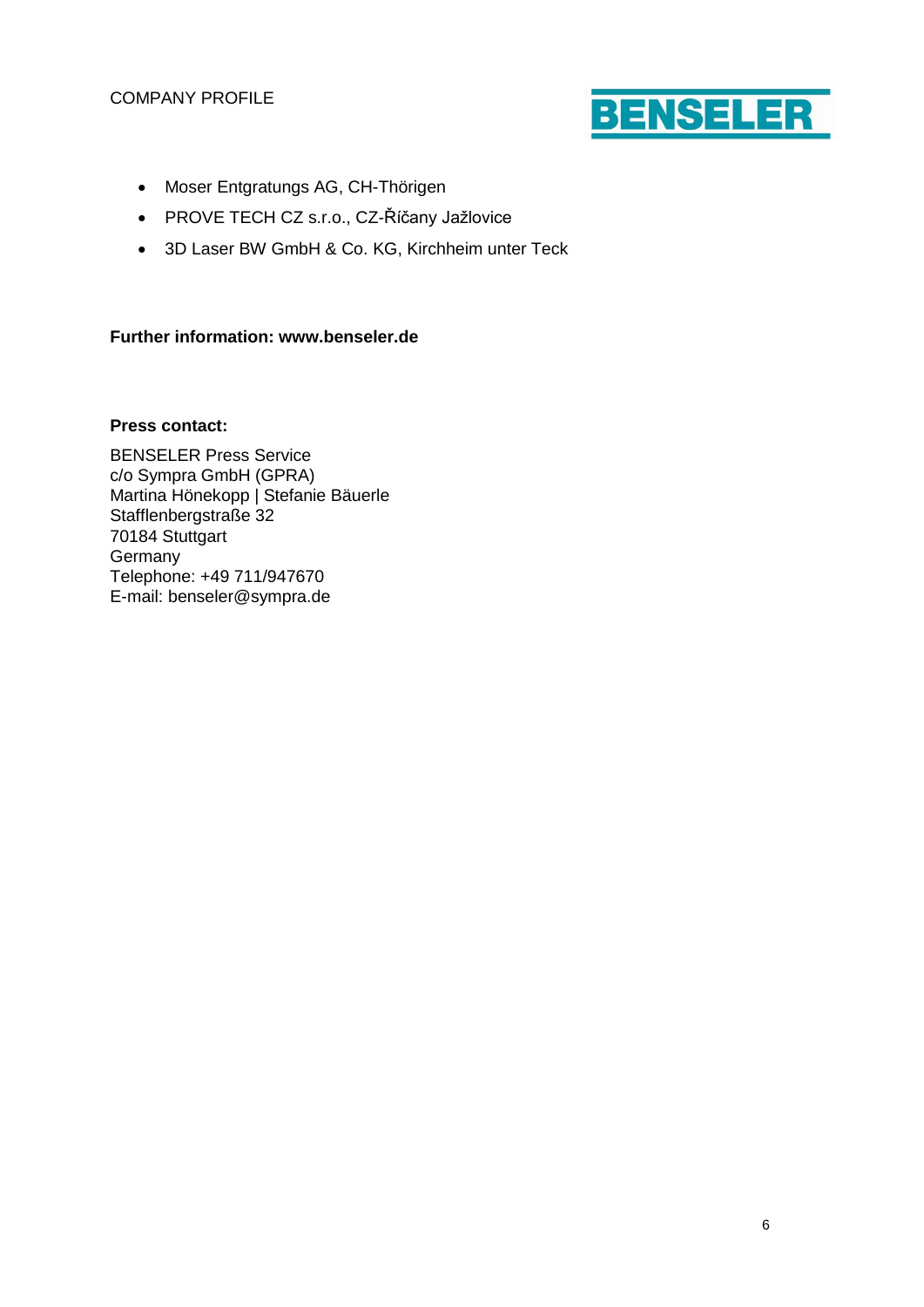- Moser Entgratungs AG, CH-Thörigen
- PROVE TECH CZ s.r.o., CZ-Říčany Jažlovice
- 3D Laser BW GmbH & Co. KG, Kirchheim unter Teck

**Further information: www.benseler.de**

**Press contact:**

BENSELER Press Service
c/o Sympra GmbH (GPRA)
Martina Hönekopp | Stefanie Bäuerle
Stafflenbergstraße 32
70184 Stuttgart
Germany
Telephone: +49 711/947670
E-mail: benseler@sympra.de